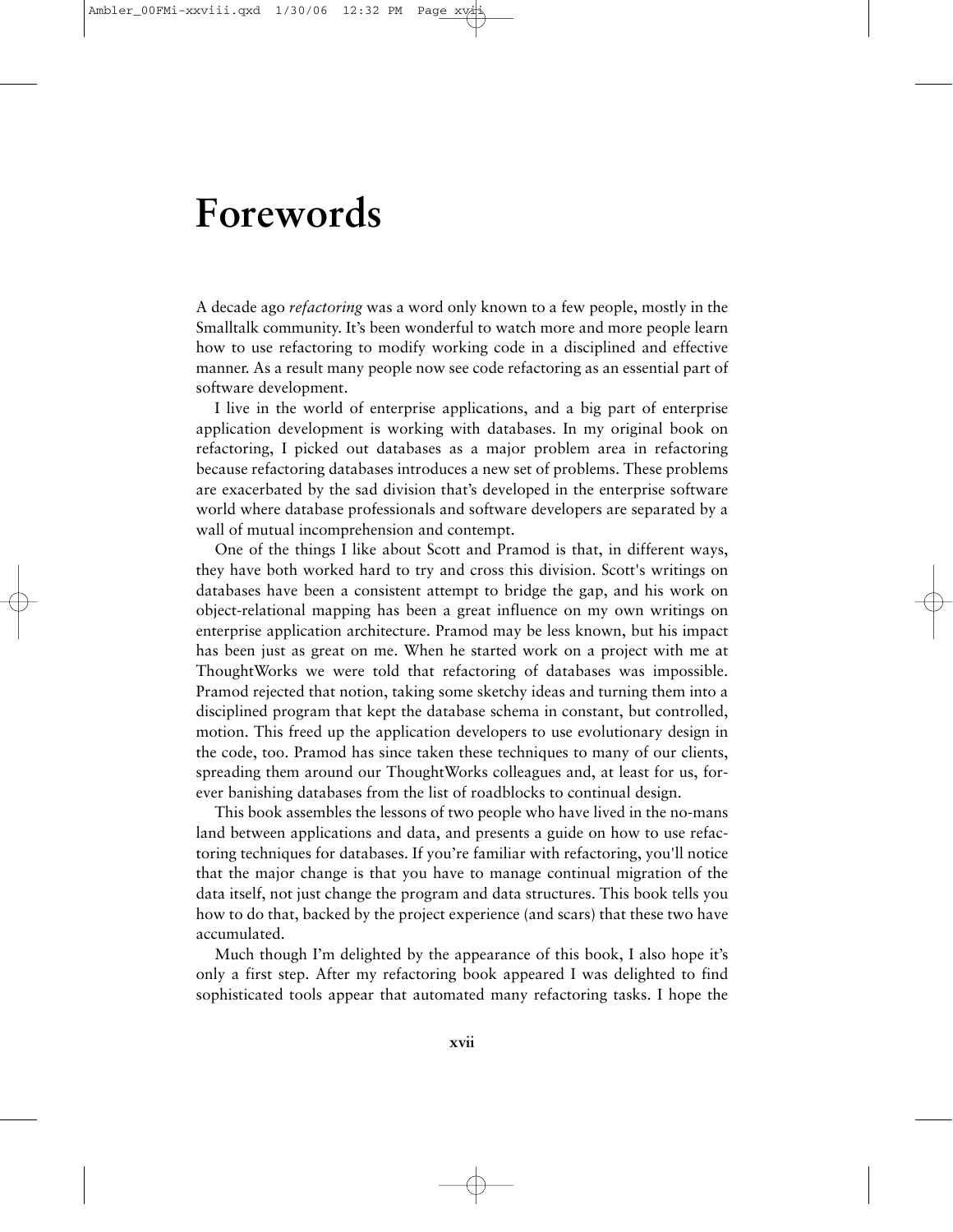# Forewords

A decade ago *refactoring* was a word only known to a few people, mostly in the Smalltalk community. It's been wonderful to watch more and more people learn how to use refactoring to modify working code in a disciplined and effective manner. As a result many people now see code refactoring as an essential part of software development.

I live in the world of enterprise applications, and a big part of enterprise application development is working with databases. In my original book on refactoring, I picked out databases as a major problem area in refactoring because refactoring databases introduces a new set of problems. These problems are exacerbated by the sad division that's developed in the enterprise software world where database professionals and software developers are separated by a wall of mutual incomprehension and contempt.

One of the things I like about Scott and Pramod is that, in different ways, they have both worked hard to try and cross this division. Scott's writings on databases have been a consistent attempt to bridge the gap, and his work on object-relational mapping has been a great influence on my own writings on enterprise application architecture. Pramod may be less known, but his impact has been just as great on me. When he started work on a project with me at ThoughtWorks we were told that refactoring of databases was impossible. Pramod rejected that notion, taking some sketchy ideas and turning them into a disciplined program that kept the database schema in constant, but controlled, motion. This freed up the application developers to use evolutionary design in the code, too. Pramod has since taken these techniques to many of our clients, spreading them around our ThoughtWorks colleagues and, at least for us, forever banishing databases from the list of roadblocks to continual design.

This book assembles the lessons of two people who have lived in the no-mans land between applications and data, and presents a guide on how to use refactoring techniques for databases. If you're familiar with refactoring, you'll notice that the major change is that you have to manage continual migration of the data itself, not just change the program and data structures. This book tells you how to do that, backed by the project experience (and scars) that these two have accumulated.

Much though I'm delighted by the appearance of this book, I also hope it's only a first step. After my refactoring book appeared I was delighted to find sophisticated tools appear that automated many refactoring tasks. I hope the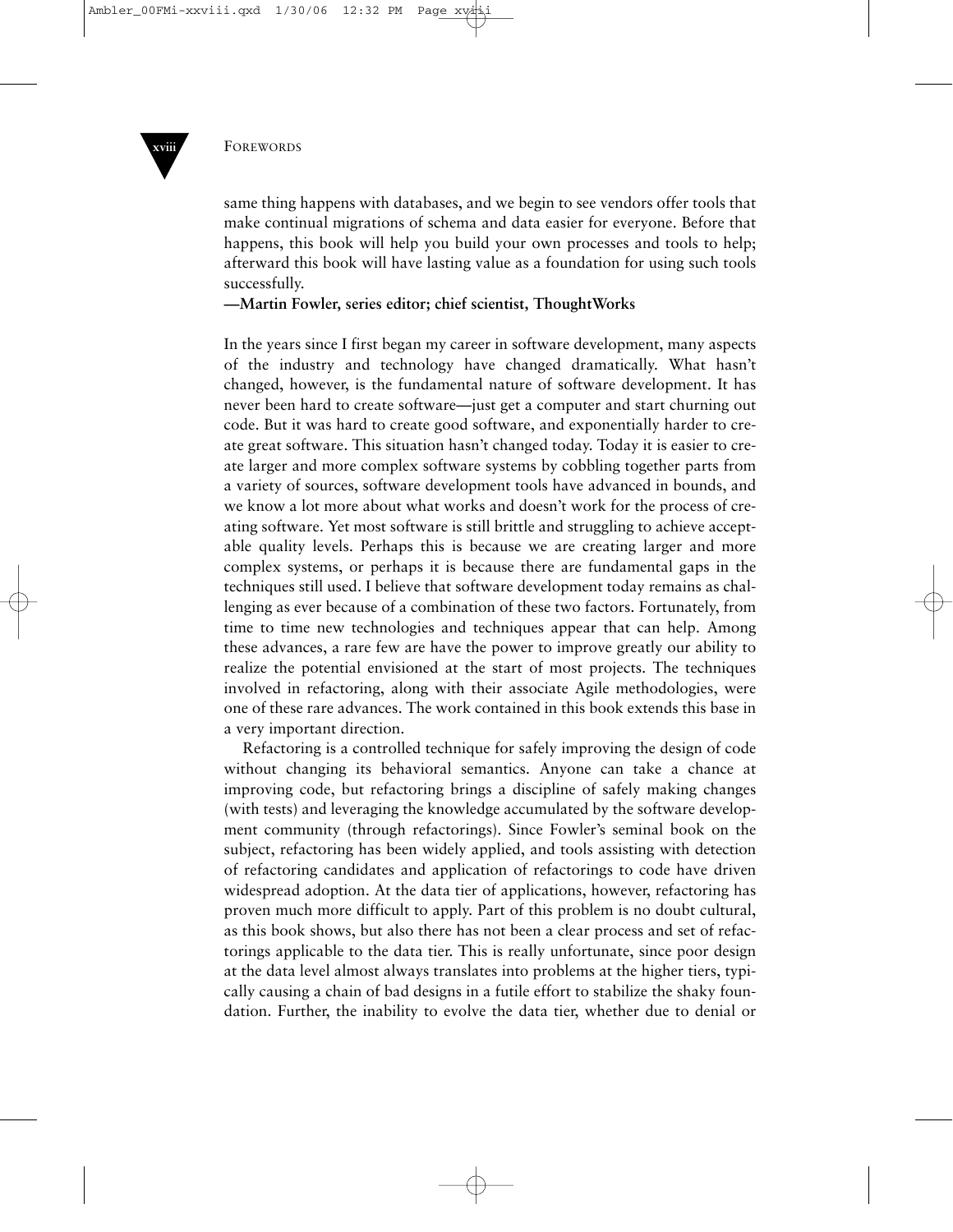same thing happens with databases, and we begin to see vendors offer tools that make continual migrations of schema and data easier for everyone. Before that happens, this book will help you build your own processes and tools to help; afterward this book will have lasting value as a foundation for using such tools successfully.

**—Martin Fowler, series editor; chief scientist, ThoughtWorks**

In the years since I first began my career in software development, many aspects of the industry and technology have changed dramatically. What hasn't changed, however, is the fundamental nature of software development. It has never been hard to create software—just get a computer and start churning out code. But it was hard to create good software, and exponentially harder to create great software. This situation hasn't changed today. Today it is easier to create larger and more complex software systems by cobbling together parts from a variety of sources, software development tools have advanced in bounds, and we know a lot more about what works and doesn't work for the process of creating software. Yet most software is still brittle and struggling to achieve acceptable quality levels. Perhaps this is because we are creating larger and more complex systems, or perhaps it is because there are fundamental gaps in the techniques still used. I believe that software development today remains as challenging as ever because of a combination of these two factors. Fortunately, from time to time new technologies and techniques appear that can help. Among these advances, a rare few are have the power to improve greatly our ability to realize the potential envisioned at the start of most projects. The techniques involved in refactoring, along with their associate Agile methodologies, were one of these rare advances. The work contained in this book extends this base in a very important direction.

Refactoring is a controlled technique for safely improving the design of code without changing its behavioral semantics. Anyone can take a chance at improving code, but refactoring brings a discipline of safely making changes (with tests) and leveraging the knowledge accumulated by the software development community (through refactorings). Since Fowler's seminal book on the subject, refactoring has been widely applied, and tools assisting with detection of refactoring candidates and application of refactorings to code have driven widespread adoption. At the data tier of applications, however, refactoring has proven much more difficult to apply. Part of this problem is no doubt cultural, as this book shows, but also there has not been a clear process and set of refactorings applicable to the data tier. This is really unfortunate, since poor design at the data level almost always translates into problems at the higher tiers, typically causing a chain of bad designs in a futile effort to stabilize the shaky foundation. Further, the inability to evolve the data tier, whether due to denial or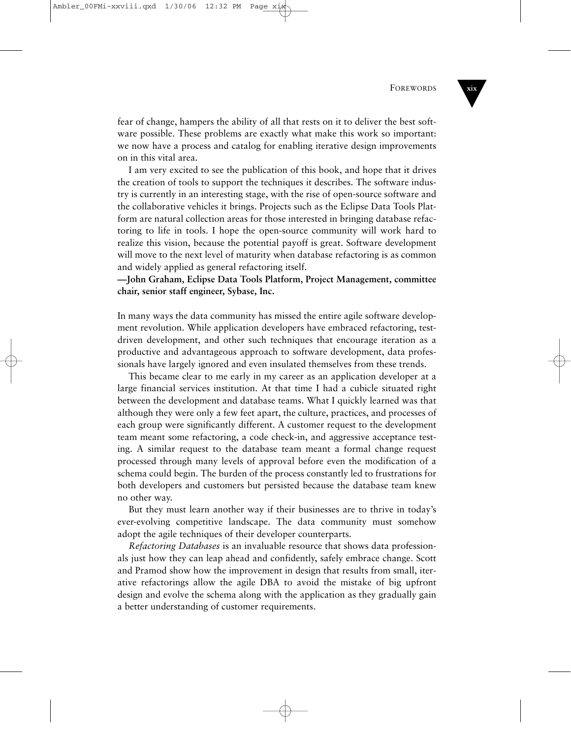fear of change, hampers the ability of all that rests on it to deliver the best software possible. These problems are exactly what make this work so important: we now have a process and catalog for enabling iterative design improvements on in this vital area.

I am very excited to see the publication of this book, and hope that it drives the creation of tools to support the techniques it describes. The software industry is currently in an interesting stage, with the rise of open-source software and the collaborative vehicles it brings. Projects such as the Eclipse Data Tools Platform are natural collection areas for those interested in bringing database refactoring to life in tools. I hope the open-source community will work hard to realize this vision, because the potential payoff is great. Software development will move to the next level of maturity when database refactoring is as common and widely applied as general refactoring itself.

**—John Graham, Eclipse Data Tools Platform, Project Management, committee chair, senior staff engineer, Sybase, Inc.**

In many ways the data community has missed the entire agile software development revolution. While application developers have embraced refactoring, test-driven development, and other such techniques that encourage iteration as a productive and advantageous approach to software development, data professionals have largely ignored and even insulated themselves from these trends.

This became clear to me early in my career as an application developer at a large financial services institution. At that time I had a cubicle situated right between the development and database teams. What I quickly learned was that although they were only a few feet apart, the culture, practices, and processes of each group were significantly different. A customer request to the development team meant some refactoring, a code check-in, and aggressive acceptance testing. A similar request to the database team meant a formal change request processed through many levels of approval before even the modification of a schema could begin. The burden of the process constantly led to frustrations for both developers and customers but persisted because the database team knew no other way.

But they must learn another way if their businesses are to thrive in today's ever-evolving competitive landscape. The data community must somehow adopt the agile techniques of their developer counterparts.

*Refactoring Databases* is an invaluable resource that shows data professionals just how they can leap ahead and confidently, safely embrace change. Scott and Pramod show how the improvement in design that results from small, iterative refactorings allow the agile DBA to avoid the mistake of big upfront design and evolve the schema along with the application as they gradually gain a better understanding of customer requirements.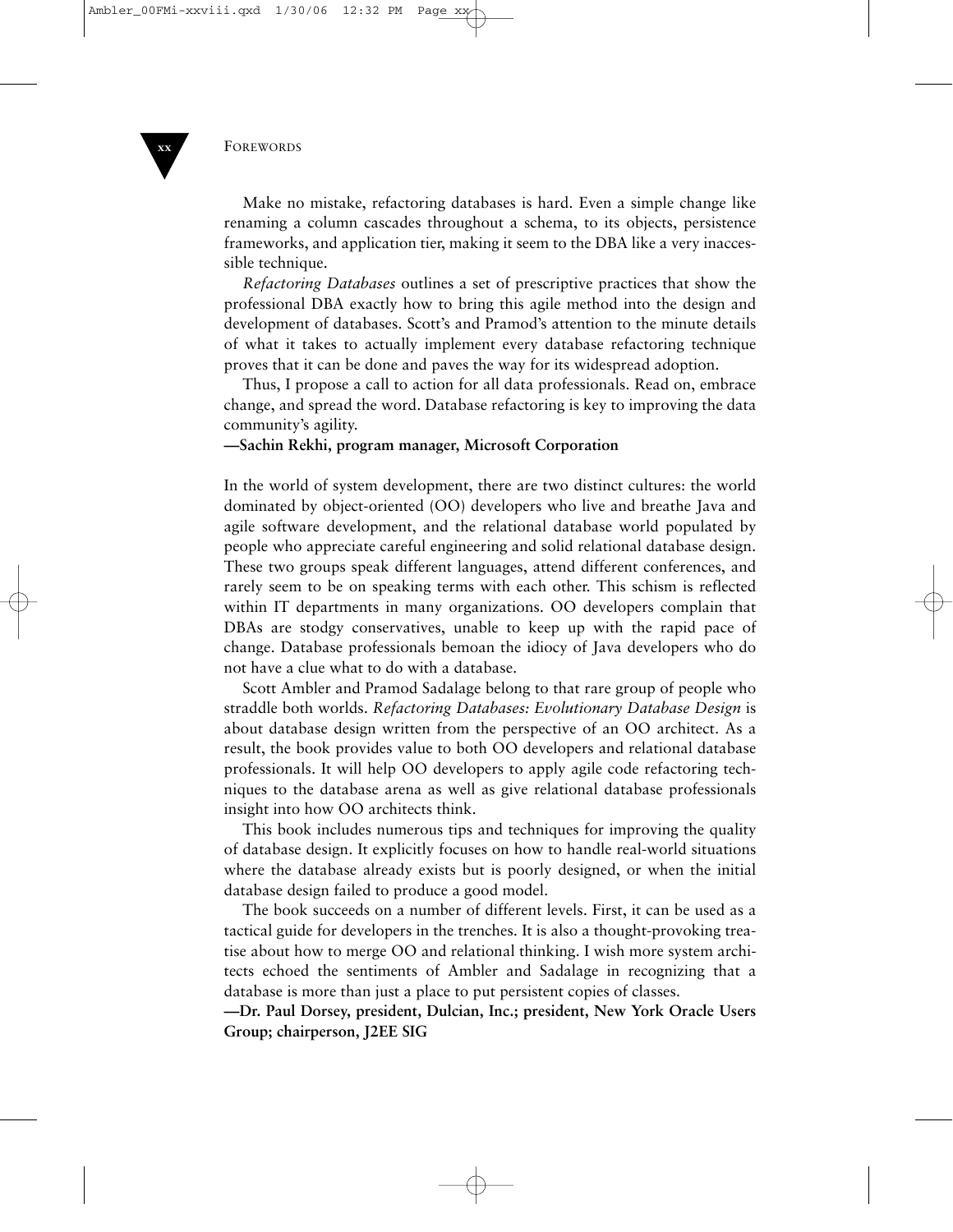Make no mistake, refactoring databases is hard. Even a simple change like renaming a column cascades throughout a schema, to its objects, persistence frameworks, and application tier, making it seem to the DBA like a very inaccessible technique.

*Refactoring Databases* outlines a set of prescriptive practices that show the professional DBA exactly how to bring this agile method into the design and development of databases. Scott's and Pramod's attention to the minute details of what it takes to actually implement every database refactoring technique proves that it can be done and paves the way for its widespread adoption.

Thus, I propose a call to action for all data professionals. Read on, embrace change, and spread the word. Database refactoring is key to improving the data community's agility.

**—Sachin Rekhi, program manager, Microsoft Corporation**

In the world of system development, there are two distinct cultures: the world dominated by object-oriented (OO) developers who live and breathe Java and agile software development, and the relational database world populated by people who appreciate careful engineering and solid relational database design. These two groups speak different languages, attend different conferences, and rarely seem to be on speaking terms with each other. This schism is reflected within IT departments in many organizations. OO developers complain that DBAs are stodgy conservatives, unable to keep up with the rapid pace of change. Database professionals bemoan the idiocy of Java developers who do not have a clue what to do with a database.

Scott Ambler and Pramod Sadalage belong to that rare group of people who straddle both worlds. *Refactoring Databases: Evolutionary Database Design* is about database design written from the perspective of an OO architect. As a result, the book provides value to both OO developers and relational database professionals. It will help OO developers to apply agile code refactoring techniques to the database arena as well as give relational database professionals insight into how OO architects think.

This book includes numerous tips and techniques for improving the quality of database design. It explicitly focuses on how to handle real-world situations where the database already exists but is poorly designed, or when the initial database design failed to produce a good model.

The book succeeds on a number of different levels. First, it can be used as a tactical guide for developers in the trenches. It is also a thought-provoking treatise about how to merge OO and relational thinking. I wish more system architects echoed the sentiments of Ambler and Sadalage in recognizing that a database is more than just a place to put persistent copies of classes.

**—Dr. Paul Dorsey, president, Dulcian, Inc.; president, New York Oracle Users Group; chairperson, J2EE SIG**